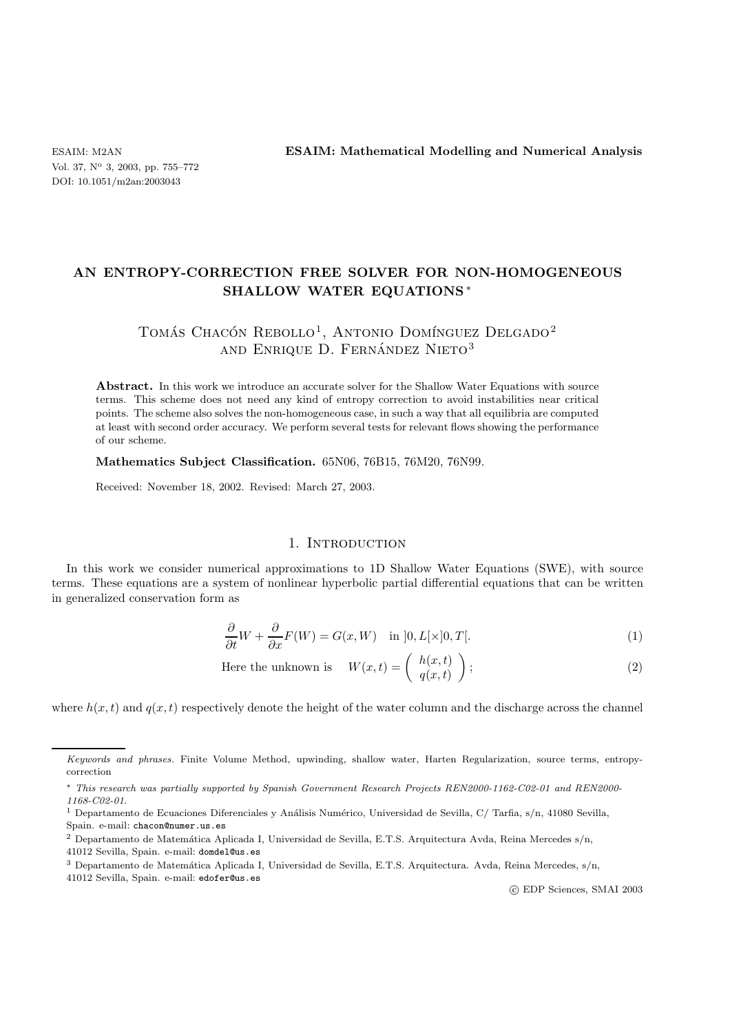# AN ENTROPY-CORRECTION FREE SOLVER FOR NON-HOMOGENEOUS SHALLOW WATER EQUATIONS *

Tomás Chacón Rebollo[1], Antonio Domínguez Delgado[2] and Enrique D. Fernández Nieto[3]

**Abstract.** In this work we introduce an accurate solver for the Shallow Water Equations with source terms. This scheme does not need any kind of entropy correction to avoid instabilities near critical points. The scheme also solves the non-homogeneous case, in such a way that all equilibria are computed at least with second order accuracy. We perform several tests for relevant flows showing the performance of our scheme.

**Mathematics Subject Classification.** 65N06, 76B15, 76M20, 76N99.

Received: November 18, 2002. Revised: March 27, 2003.

## 1. Introduction

In this work we consider numerical approximations to 1D Shallow Water Equations (SWE), with source terms. These equations are a system of nonlinear hyperbolic partial differential equations that can be written in generalized conservation form as

$$\frac{\partial}{\partial t}W + \frac{\partial}{\partial x}F(W) = G(x, W) \quad \text{in } ]0, L[\times]0, T[. \tag{1}$$

$$\text{Here the unknown is} \quad W(x, t) = \begin{pmatrix} h(x, t) \\ q(x, t) \end{pmatrix}; \tag{2}$$

where $h(x, t)$ and $q(x, t)$ respectively denote the height of the water column and the discharge across the channel

---

*Keywords and phrases.* Finite Volume Method, upwinding, shallow water, Harten Regularization, source terms, entropy-correction

\* *This research was partially supported by Spanish Government Research Projects REN2000-1162-C02-01 and REN2000-1168-C02-01.*

[1] Departamento de Ecuaciones Diferenciales y Análisis Numérico, Universidad de Sevilla, C/ Tarfia, s/n, 41080 Sevilla, Spain. e-mail: chacon@numer.us.es

[2] Departamento de Matemática Aplicada I, Universidad de Sevilla, E.T.S. Arquitectura Avda, Reina Mercedes s/n, 41012 Sevilla, Spain. e-mail: domdel@us.es

[3] Departamento de Matemática Aplicada I, Universidad de Sevilla, E.T.S. Arquitectura. Avda, Reina Mercedes, s/n, 41012 Sevilla, Spain. e-mail: edofer@us.es

© EDP Sciences, SMAI 2003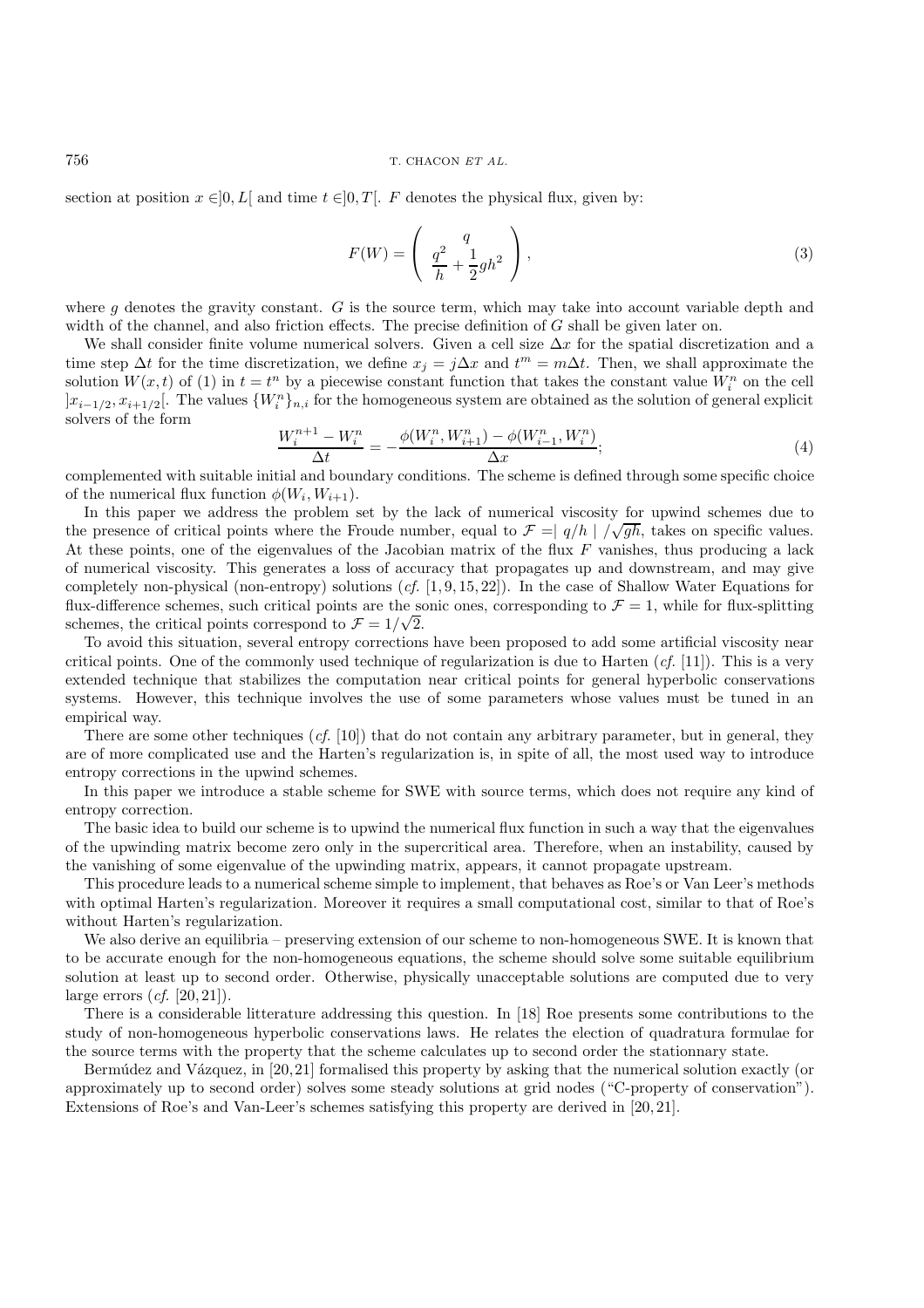section at position $x \in ]0, L[$ and time $t \in ]0, T[$. $F$ denotes the physical flux, given by:

$$F(W) = \begin{pmatrix} q \\ \dfrac{q^2}{h} + \dfrac{1}{2} g h^2 \end{pmatrix}, \tag{3}$$

where $g$ denotes the gravity constant. $G$ is the source term, which may take into account variable depth and width of the channel, and also friction effects. The precise definition of $G$ shall be given later on.

We shall consider finite volume numerical solvers. Given a cell size $\Delta x$ for the spatial discretization and a time step $\Delta t$ for the time discretization, we define $x_j = j\Delta x$ and $t^m = m\Delta t$. Then, we shall approximate the solution $W(x,t)$ of (1) in $t = t^n$ by a piecewise constant function that takes the constant value $W_i^n$ on the cell $]x_{i-1/2}, x_{i+1/2}[$. The values $\{W_i^n\}_{n,i}$ for the homogeneous system are obtained as the solution of general explicit solvers of the form

$$\frac{W_i^{n+1} - W_i^n}{\Delta t} = -\frac{\phi(W_i^n, W_{i+1}^n) - \phi(W_{i-1}^n, W_i^n)}{\Delta x}; \tag{4}$$

complemented with suitable initial and boundary conditions. The scheme is defined through some specific choice of the numerical flux function $\phi(W_i, W_{i+1})$.

In this paper we address the problem set by the lack of numerical viscosity for upwind schemes due to the presence of critical points where the Froude number, equal to $\mathcal{F} = \mid q/h \mid / \sqrt{gh}$, takes on specific values. At these points, one of the eigenvalues of the Jacobian matrix of the flux $F$ vanishes, thus producing a lack of numerical viscosity. This generates a loss of accuracy that propagates up and downstream, and may give completely non-physical (non-entropy) solutions (*cf.* [1, 9, 15, 22]). In the case of Shallow Water Equations for flux-difference schemes, such critical points are the sonic ones, corresponding to $\mathcal{F} = 1$, while for flux-splitting schemes, the critical points correspond to $\mathcal{F} = 1/\sqrt{2}$.

To avoid this situation, several entropy corrections have been proposed to add some artificial viscosity near critical points. One of the commonly used technique of regularization is due to Harten (*cf.* [11]). This is a very extended technique that stabilizes the computation near critical points for general hyperbolic conservations systems. However, this technique involves the use of some parameters whose values must be tuned in an empirical way.

There are some other techniques (*cf.* [10]) that do not contain any arbitrary parameter, but in general, they are of more complicated use and the Harten's regularization is, in spite of all, the most used way to introduce entropy corrections in the upwind schemes.

In this paper we introduce a stable scheme for SWE with source terms, which does not require any kind of entropy correction.

The basic idea to build our scheme is to upwind the numerical flux function in such a way that the eigenvalues of the upwinding matrix become zero only in the supercritical area. Therefore, when an instability, caused by the vanishing of some eigenvalue of the upwinding matrix, appears, it cannot propagate upstream.

This procedure leads to a numerical scheme simple to implement, that behaves as Roe's or Van Leer's methods with optimal Harten's regularization. Moreover it requires a small computational cost, similar to that of Roe's without Harten's regularization.

We also derive an equilibria – preserving extension of our scheme to non-homogeneous SWE. It is known that to be accurate enough for the non-homogeneous equations, the scheme should solve some suitable equilibrium solution at least up to second order. Otherwise, physically unacceptable solutions are computed due to very large errors (*cf.* [20, 21]).

There is a considerable litterature addressing this question. In [18] Roe presents some contributions to the study of non-homogeneous hyperbolic conservations laws. He relates the election of quadratura formulae for the source terms with the property that the scheme calculates up to second order the stationnary state.

Bermúdez and Vázquez, in [20, 21] formalised this property by asking that the numerical solution exactly (or approximately up to second order) solves some steady solutions at grid nodes ("C-property of conservation"). Extensions of Roe's and Van-Leer's schemes satisfying this property are derived in [20, 21].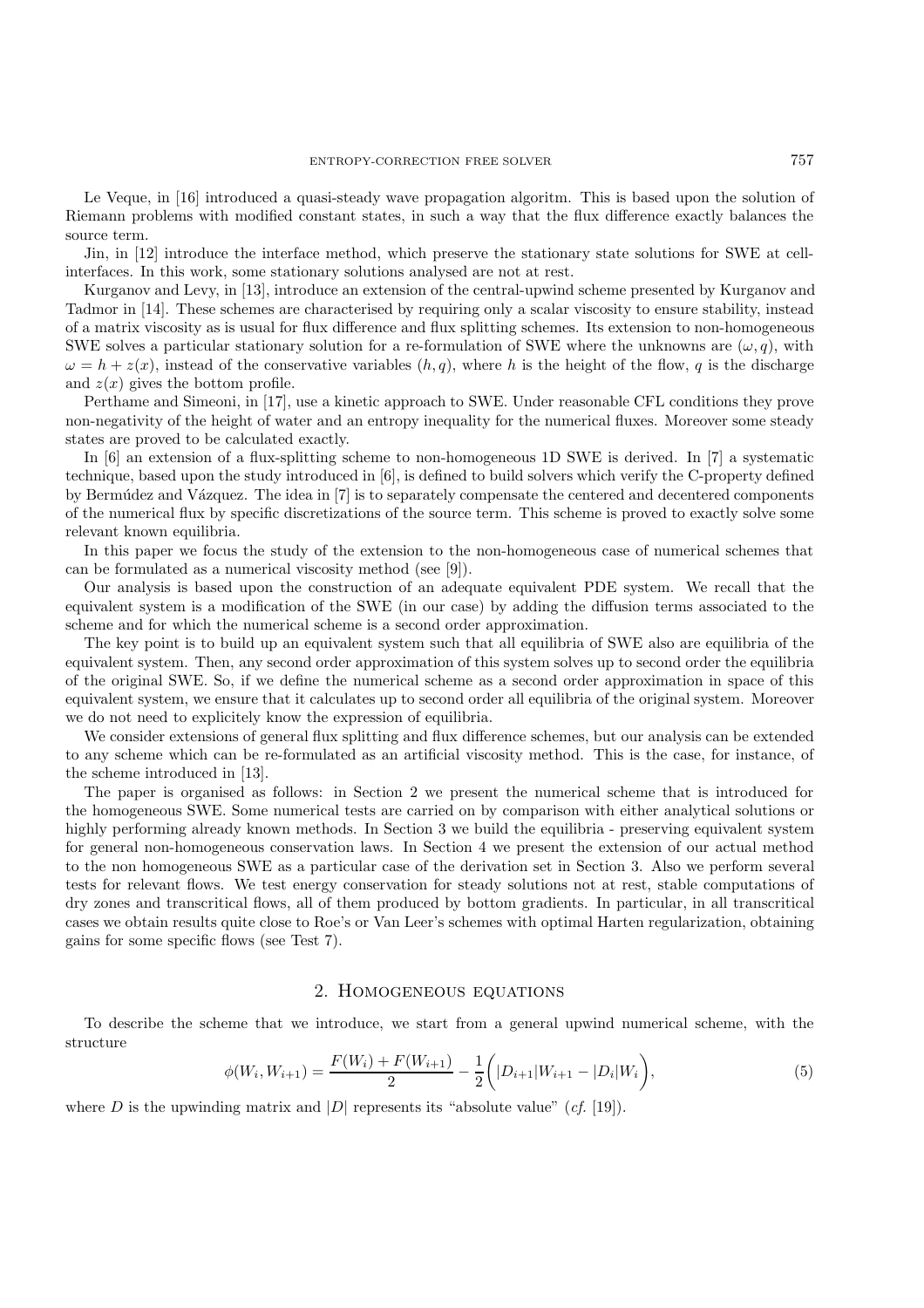Le Veque, in [16] introduced a quasi-steady wave propagation algoritm. This is based upon the solution of Riemann problems with modified constant states, in such a way that the flux difference exactly balances the source term.

Jin, in [12] introduce the interface method, which preserve the stationary state solutions for SWE at cell-interfaces. In this work, some stationary solutions analysed are not at rest.

Kurganov and Levy, in [13], introduce an extension of the central-upwind scheme presented by Kurganov and Tadmor in [14]. These schemes are characterised by requiring only a scalar viscosity to ensure stability, instead of a matrix viscosity as is usual for flux difference and flux splitting schemes. Its extension to non-homogeneous SWE solves a particular stationary solution for a re-formulation of SWE where the unknowns are $(\omega, q)$, with $\omega = h + z(x)$, instead of the conservative variables $(h, q)$, where $h$ is the height of the flow, $q$ is the discharge and $z(x)$ gives the bottom profile.

Perthame and Simeoni, in [17], use a kinetic approach to SWE. Under reasonable CFL conditions they prove non-negativity of the height of water and an entropy inequality for the numerical fluxes. Moreover some steady states are proved to be calculated exactly.

In [6] an extension of a flux-splitting scheme to non-homogeneous 1D SWE is derived. In [7] a systematic technique, based upon the study introduced in [6], is defined to build solvers which verify the C-property defined by Bermúdez and Vázquez. The idea in [7] is to separately compensate the centered and decentered components of the numerical flux by specific discretizations of the source term. This scheme is proved to exactly solve some relevant known equilibria.

In this paper we focus the study of the extension to the non-homogeneous case of numerical schemes that can be formulated as a numerical viscosity method (see [9]).

Our analysis is based upon the construction of an adequate equivalent PDE system. We recall that the equivalent system is a modification of the SWE (in our case) by adding the diffusion terms associated to the scheme and for which the numerical scheme is a second order approximation.

The key point is to build up an equivalent system such that all equilibria of SWE also are equilibria of the equivalent system. Then, any second order approximation of this system solves up to second order the equilibria of the original SWE. So, if we define the numerical scheme as a second order approximation in space of this equivalent system, we ensure that it calculates up to second order all equilibria of the original system. Moreover we do not need to explicitely know the expression of equilibria.

We consider extensions of general flux splitting and flux difference schemes, but our analysis can be extended to any scheme which can be re-formulated as an artificial viscosity method. This is the case, for instance, of the scheme introduced in [13].

The paper is organised as follows: in Section 2 we present the numerical scheme that is introduced for the homogeneous SWE. Some numerical tests are carried on by comparison with either analytical solutions or highly performing already known methods. In Section 3 we build the equilibria - preserving equivalent system for general non-homogeneous conservation laws. In Section 4 we present the extension of our actual method to the non homogeneous SWE as a particular case of the derivation set in Section 3. Also we perform several tests for relevant flows. We test energy conservation for steady solutions not at rest, stable computations of dry zones and transcritical flows, all of them produced by bottom gradients. In particular, in all transcritical cases we obtain results quite close to Roe's or Van Leer's schemes with optimal Harten regularization, obtaining gains for some specific flows (see Test 7).

## 2. Homogeneous equations

To describe the scheme that we introduce, we start from a general upwind numerical scheme, with the structure

$$\phi(W_i, W_{i+1}) = \frac{F(W_i) + F(W_{i+1})}{2} - \frac{1}{2}\bigg( |D_{i+1}| W_{i+1} - |D_i| W_i \bigg), \tag{5}$$

where $D$ is the upwinding matrix and $|D|$ represents its "absolute value" (*cf.* [19]).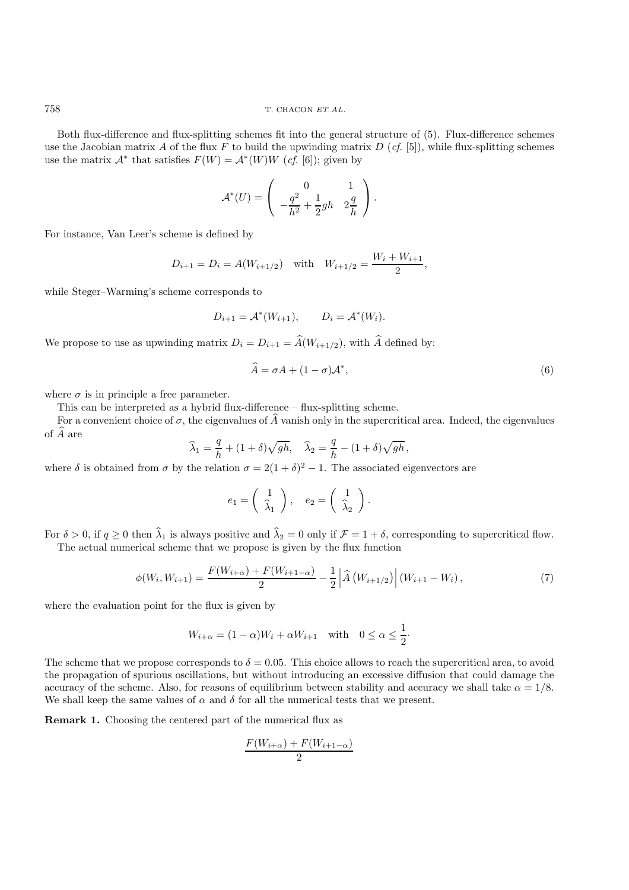Both flux-difference and flux-splitting schemes fit into the general structure of (5). Flux-difference schemes use the Jacobian matrix $A$ of the flux $F$ to build the upwinding matrix $D$ (*cf.* [5]), while flux-splitting schemes use the matrix $\mathcal{A}^*$ that satisfies $F(W) = \mathcal{A}^*(W)W$ (*cf.* [6]); given by

$$\mathcal{A}^*(U) = \begin{pmatrix} 0 & 1 \\ -\dfrac{q^2}{h^2} + \dfrac{1}{2}gh & 2\dfrac{q}{h} \end{pmatrix}.$$

For instance, Van Leer's scheme is defined by

$$D_{i+1} = D_i = A(W_{i+1/2}) \quad \text{with} \quad W_{i+1/2} = \frac{W_i + W_{i+1}}{2},$$

while Steger–Warming's scheme corresponds to

$$D_{i+1} = \mathcal{A}^*(W_{i+1}), \qquad D_i = \mathcal{A}^*(W_i).$$

We propose to use as upwinding matrix $D_i = D_{i+1} = \widehat{A}(W_{i+1/2})$, with $\widehat{A}$ defined by:

$$\widehat{A} = \sigma A + (1-\sigma)\mathcal{A}^*, \tag{6}$$

where $\sigma$ is in principle a free parameter.

This can be interpreted as a hybrid flux-difference – flux-splitting scheme.

For a convenient choice of $\sigma$, the eigenvalues of $\widehat{A}$ vanish only in the supercritical area. Indeed, the eigenvalues of $\widehat{A}$ are

$$\widehat{\lambda}_1 = \frac{q}{h} + (1+\delta)\sqrt{gh}, \quad \widehat{\lambda}_2 = \frac{q}{h} - (1+\delta)\sqrt{gh}\,,$$

where $\delta$ is obtained from $\sigma$ by the relation $\sigma = 2(1+\delta)^2 - 1$. The associated eigenvectors are

$$e_1 = \begin{pmatrix} 1 \\ \widehat{\lambda}_1 \end{pmatrix}, \quad e_2 = \begin{pmatrix} 1 \\ \widehat{\lambda}_2 \end{pmatrix}.$$

For $\delta > 0$, if $q \geq 0$ then $\widehat{\lambda}_1$ is always positive and $\widehat{\lambda}_2 = 0$ only if $\mathcal{F} = 1 + \delta$, corresponding to supercritical flow.

The actual numerical scheme that we propose is given by the flux function

$$\phi(W_i, W_{i+1}) = \frac{F(W_{i+\alpha}) + F(W_{i+1-\alpha})}{2} - \frac{1}{2}\left|\widehat{A}\left(W_{i+1/2}\right)\right|(W_{i+1} - W_i)\,, \tag{7}$$

where the evaluation point for the flux is given by

$$W_{i+\alpha} = (1-\alpha)W_i + \alpha W_{i+1} \quad \text{with} \quad 0 \leq \alpha \leq \frac{1}{2}\cdot$$

The scheme that we propose corresponds to $\delta = 0.05$. This choice allows to reach the supercritical area, to avoid the propagation of spurious oscillations, but without introducing an excessive diffusion that could damage the accuracy of the scheme. Also, for reasons of equilibrium between stability and accuracy we shall take $\alpha = 1/8$. We shall keep the same values of $\alpha$ and $\delta$ for all the numerical tests that we present.

**Remark 1.** Choosing the centered part of the numerical flux as

$$\frac{F(W_{i+\alpha}) + F(W_{i+1-\alpha})}{2}$$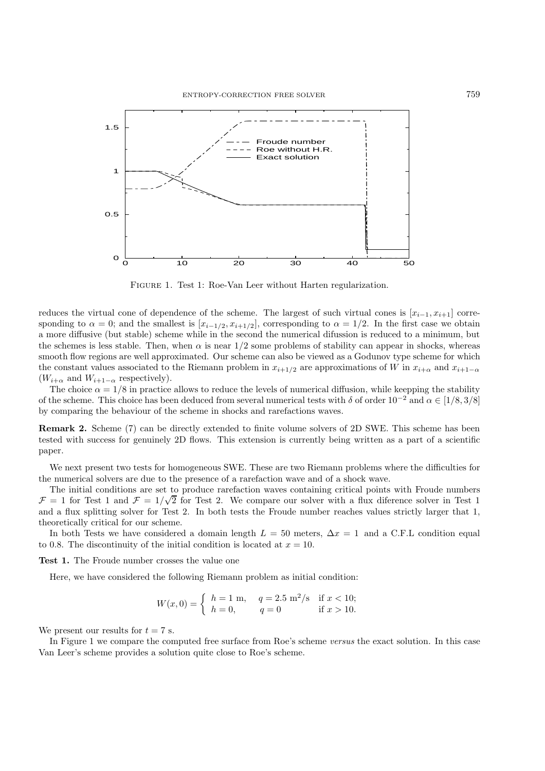Figure 1. Test 1: Roe-Van Leer without Harten regularization.

reduces the virtual cone of dependence of the scheme. The largest of such virtual cones is $[x_{i-1}, x_{i+1}]$ corresponding to $\alpha = 0$; and the smallest is $[x_{i-1/2}, x_{i+1/2}]$, corresponding to $\alpha = 1/2$. In the first case we obtain a more diffusive (but stable) scheme while in the second the numerical difussion is reduced to a minimum, but the schemes is less stable. Then, when $\alpha$ is near $1/2$ some problems of stability can appear in shocks, whereas smooth flow regions are well approximated. Our scheme can also be viewed as a Godunov type scheme for which the constant values associated to the Riemann problem in $x_{i+1/2}$ are approximations of $W$ in $x_{i+\alpha}$ and $x_{i+1-\alpha}$ ($W_{i+\alpha}$ and $W_{i+1-\alpha}$ respectively).

The choice $\alpha = 1/8$ in practice allows to reduce the levels of numerical diffusion, while keepping the stability of the scheme. This choice has been deduced from several numerical tests with $\delta$ of order $10^{-2}$ and $\alpha \in [1/8, 3/8]$ by comparing the behaviour of the scheme in shocks and rarefactions waves.

**Remark 2.** Scheme (7) can be directly extended to finite volume solvers of 2D SWE. This scheme has been tested with success for genuinely 2D flows. This extension is currently being written as a part of a scientific paper.

We next present two tests for homogeneous SWE. These are two Riemann problems where the difficulties for the numerical solvers are due to the presence of a rarefaction wave and of a shock wave.

The initial conditions are set to produce rarefaction waves containing critical points with Froude numbers $\mathcal{F} = 1$ for Test 1 and $\mathcal{F} = 1/\sqrt{2}$ for Test 2. We compare our solver with a flux diference solver in Test 1 and a flux splitting solver for Test 2. In both tests the Froude number reaches values strictly larger that 1, theoretically critical for our scheme.

In both Tests we have considered a domain length $L = 50$ meters, $\Delta x = 1$ and a C.F.L condition equal to 0.8. The discontinuity of the initial condition is located at $x = 10$.

**Test 1.** The Froude number crosses the value one

Here, we have considered the following Riemann problem as initial condition:

$$W(x, 0) = \begin{cases} h = 1 \text{ m}, & q = 2.5 \text{ m}^2/\text{s} \quad \text{if } x < 10; \\ h = 0, & q = 0 \quad\quad\quad\;\; \text{if } x > 10. \end{cases}$$

We present our results for $t = 7$ s.

In Figure 1 we compare the computed free surface from Roe's scheme *versus* the exact solution. In this case Van Leer's scheme provides a solution quite close to Roe's scheme.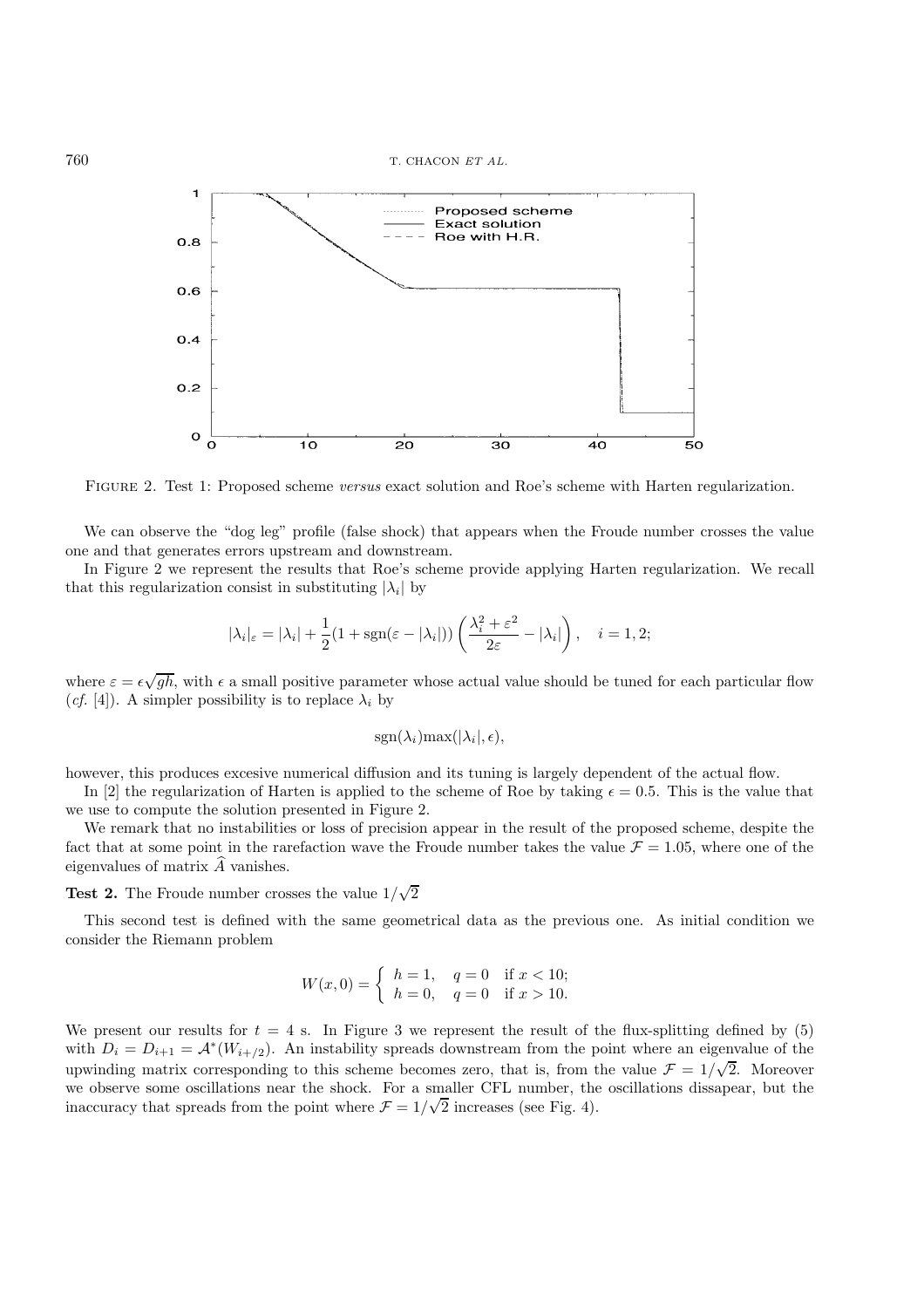FIGURE 2. Test 1: Proposed scheme *versus* exact solution and Roe's scheme with Harten regularization.

We can observe the "dog leg" profile (false shock) that appears when the Froude number crosses the value one and that generates errors upstream and downstream.

In Figure 2 we represent the results that Roe's scheme provide applying Harten regularization. We recall that this regularization consist in substituting $|\lambda_i|$ by

$$|\lambda_i|_\varepsilon = |\lambda_i| + \frac{1}{2}(1 + \text{sgn}(\varepsilon - |\lambda_i|)) \left( \frac{\lambda_i^2 + \varepsilon^2}{2\varepsilon} - |\lambda_i| \right), \quad i = 1, 2;$$

where $\varepsilon = \epsilon\sqrt{gh}$, with $\epsilon$ a small positive parameter whose actual value should be tuned for each particular flow (*cf.* [4]). A simpler possibility is to replace $\lambda_i$ by

$$\text{sgn}(\lambda_i)\text{max}(|\lambda_i|, \epsilon),$$

however, this produces excesive numerical diffusion and its tuning is largely dependent of the actual flow.

In [2] the regularization of Harten is applied to the scheme of Roe by taking $\epsilon = 0.5$. This is the value that we use to compute the solution presented in Figure 2.

We remark that no instabilities or loss of precision appear in the result of the proposed scheme, despite the fact that at some point in the rarefaction wave the Froude number takes the value $\mathcal{F} = 1.05$, where one of the eigenvalues of matrix $\widehat{A}$ vanishes.

**Test 2.** The Froude number crosses the value $1/\sqrt{2}$

This second test is defined with the same geometrical data as the previous one. As initial condition we consider the Riemann problem

$$W(x, 0) = \begin{cases} h = 1, & q = 0 \quad \text{if } x < 10; \\ h = 0, & q = 0 \quad \text{if } x > 10. \end{cases}$$

We present our results for $t = 4$ s. In Figure 3 we represent the result of the flux-splitting defined by (5) with $D_i = D_{i+1} = \mathcal{A}^*(W_{i+/2})$. An instability spreads downstream from the point where an eigenvalue of the upwinding matrix corresponding to this scheme becomes zero, that is, from the value $\mathcal{F} = 1/\sqrt{2}$. Moreover we observe some oscillations near the shock. For a smaller CFL number, the oscillations dissapear, but the inaccuracy that spreads from the point where $\mathcal{F} = 1/\sqrt{2}$ increases (see Fig. 4).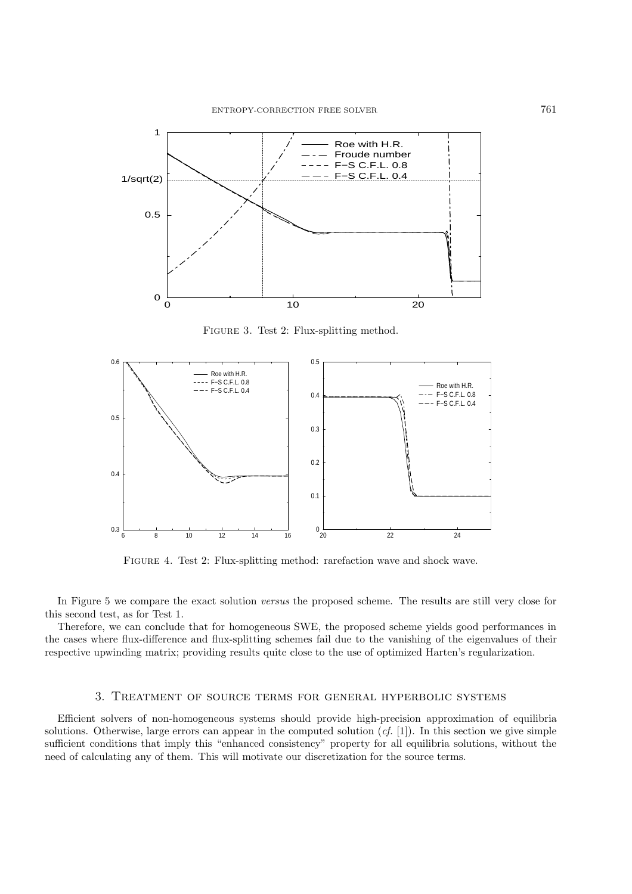FIGURE 3. Test 2: Flux-splitting method.

FIGURE 4. Test 2: Flux-splitting method: rarefaction wave and shock wave.

In Figure 5 we compare the exact solution *versus* the proposed scheme. The results are still very close for this second test, as for Test 1.

Therefore, we can conclude that for homogeneous SWE, the proposed scheme yields good performances in the cases where flux-difference and flux-splitting schemes fail due to the vanishing of the eigenvalues of their respective upwinding matrix; providing results quite close to the use of optimized Harten's regularization.

## 3. Treatment of source terms for general hyperbolic systems

Efficient solvers of non-homogeneous systems should provide high-precision approximation of equilibria solutions. Otherwise, large errors can appear in the computed solution (*cf.* [1]). In this section we give simple sufficient conditions that imply this "enhanced consistency" property for all equilibria solutions, without the need of calculating any of them. This will motivate our discretization for the source terms.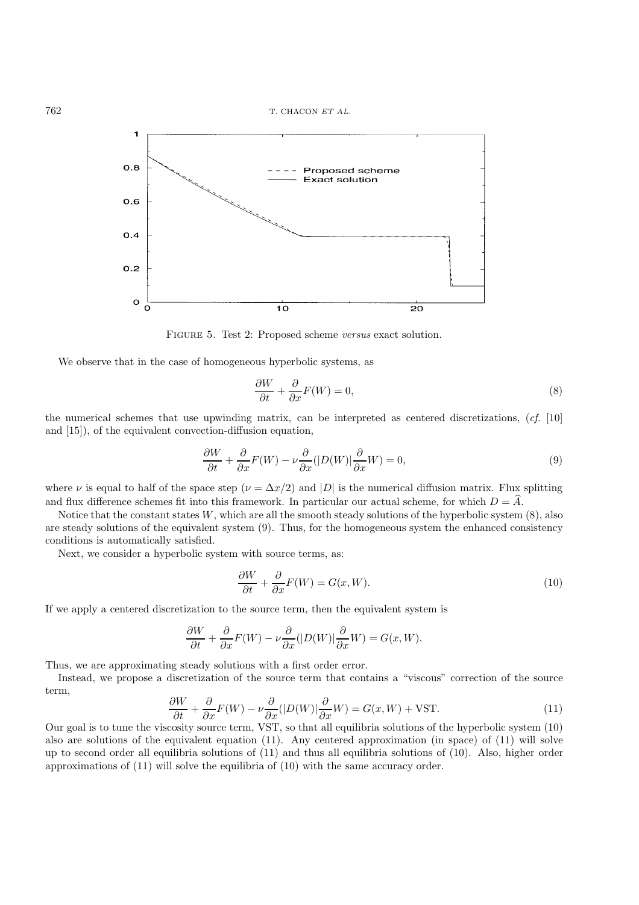FIGURE 5. Test 2: Proposed scheme *versus* exact solution.

We observe that in the case of homogeneous hyperbolic systems, as

$$\frac{\partial W}{\partial t} + \frac{\partial}{\partial x} F(W) = 0, \tag{8}$$

the numerical schemes that use upwinding matrix, can be interpreted as centered discretizations, (*cf.* [10] and [15]), of the equivalent convection-diffusion equation,

$$\frac{\partial W}{\partial t} + \frac{\partial}{\partial x} F(W) - \nu \frac{\partial}{\partial x}(|D(W)| \frac{\partial}{\partial x} W) = 0, \tag{9}$$

where $\nu$ is equal to half of the space step ($\nu = \Delta x/2$) and $|D|$ is the numerical diffusion matrix. Flux splitting and flux difference schemes fit into this framework. In particular our actual scheme, for which $D = \widehat{A}$.

Notice that the constant states $W$, which are all the smooth steady solutions of the hyperbolic system (8), also are steady solutions of the equivalent system (9). Thus, for the homogeneous system the enhanced consistency conditions is automatically satisfied.

Next, we consider a hyperbolic system with source terms, as:

$$\frac{\partial W}{\partial t} + \frac{\partial}{\partial x} F(W) = G(x, W). \tag{10}$$

If we apply a centered discretization to the source term, then the equivalent system is

$$\frac{\partial W}{\partial t} + \frac{\partial}{\partial x} F(W) - \nu \frac{\partial}{\partial x}(|D(W)| \frac{\partial}{\partial x} W) = G(x, W).$$

Thus, we are approximating steady solutions with a first order error.

Instead, we propose a discretization of the source term that contains a "viscous" correction of the source term,

$$\frac{\partial W}{\partial t} + \frac{\partial}{\partial x} F(W) - \nu \frac{\partial}{\partial x}(|D(W)| \frac{\partial}{\partial x} W) = G(x, W) + \mathrm{VST}. \tag{11}$$

Our goal is to tune the viscosity source term, VST, so that all equilibria solutions of the hyperbolic system (10) also are solutions of the equivalent equation (11). Any centered approximation (in space) of (11) will solve up to second order all equilibria solutions of (11) and thus all equilibria solutions of (10). Also, higher order approximations of (11) will solve the equilibria of (10) with the same accuracy order.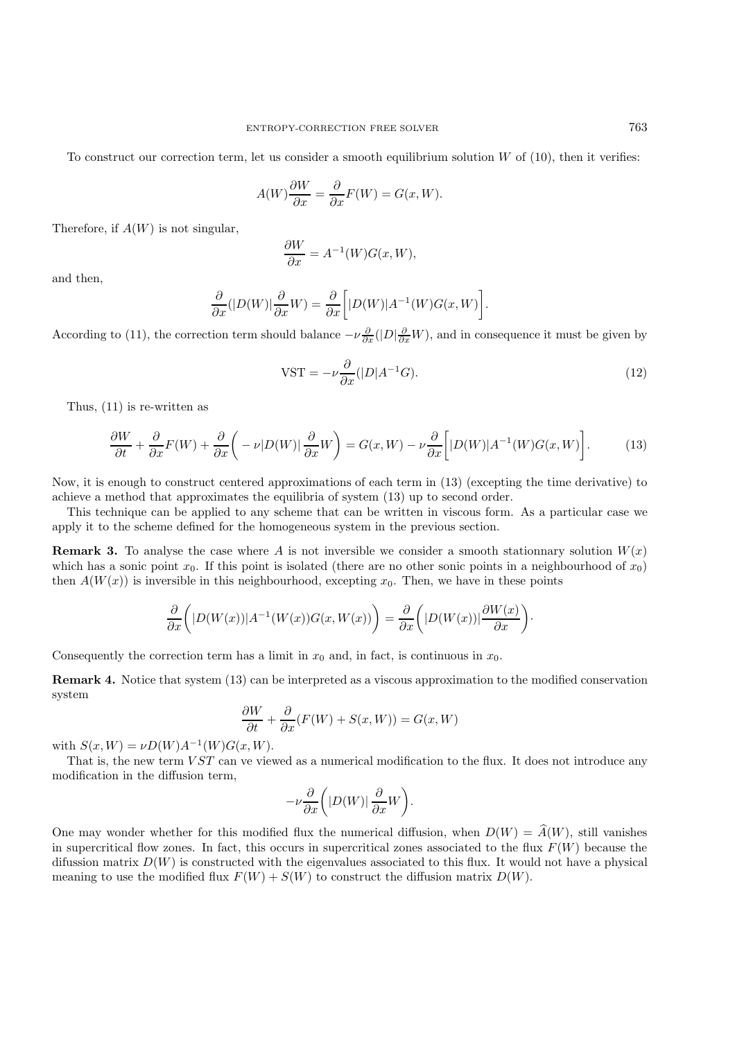To construct our correction term, let us consider a smooth equilibrium solution $W$ of (10), then it verifies:

$$A(W)\frac{\partial W}{\partial x} = \frac{\partial}{\partial x}F(W) = G(x, W).$$

Therefore, if $A(W)$ is not singular,

$$\frac{\partial W}{\partial x} = A^{-1}(W)G(x, W),$$

and then,

$$\frac{\partial}{\partial x}(|D(W)|\frac{\partial}{\partial x}W) = \frac{\partial}{\partial x}\bigg[|D(W)|A^{-1}(W)G(x, W)\bigg].$$

According to (11), the correction term should balance $-\nu\frac{\partial}{\partial x}(|D|\frac{\partial}{\partial x}W)$, and in consequence it must be given by

$$\mathrm{VST} = -\nu\frac{\partial}{\partial x}(|D|A^{-1}G). \tag{12}$$

Thus, (11) is re-written as

$$\frac{\partial W}{\partial t} + \frac{\partial}{\partial x}F(W) + \frac{\partial}{\partial x}\bigg( - \nu|D(W)|\frac{\partial}{\partial x}W\bigg) = G(x, W) - \nu\frac{\partial}{\partial x}\bigg[|D(W)|A^{-1}(W)G(x, W)\bigg]. \tag{13}$$

Now, it is enough to construct centered approximations of each term in (13) (excepting the time derivative) to achieve a method that approximates the equilibria of system (13) up to second order.

This technique can be applied to any scheme that can be written in viscous form. As a particular case we apply it to the scheme defined for the homogeneous system in the previous section.

**Remark 3.** To analyse the case where $A$ is not inversible we consider a smooth stationnary solution $W(x)$ which has a sonic point $x_0$. If this point is isolated (there are no other sonic points in a neighbourhood of $x_0$) then $A(W(x))$ is inversible in this neighbourhood, excepting $x_0$. Then, we have in these points

$$\frac{\partial}{\partial x}\bigg(|D(W(x))|A^{-1}(W(x))G(x, W(x))\bigg) = \frac{\partial}{\partial x}\bigg(|D(W(x))|\frac{\partial W(x)}{\partial x}\bigg).$$

Consequently the correction term has a limit in $x_0$ and, in fact, is continuous in $x_0$.

**Remark 4.** Notice that system (13) can be interpreted as a viscous approximation to the modified conservation system

$$\frac{\partial W}{\partial t} + \frac{\partial}{\partial x}(F(W) + S(x, W)) = G(x, W)$$

with $S(x, W) = \nu D(W)A^{-1}(W)G(x, W)$.

That is, the new term $VST$ can ve viewed as a numerical modification to the flux. It does not introduce any modification in the diffusion term,

$$-\nu\frac{\partial}{\partial x}\bigg(|D(W)|\frac{\partial}{\partial x}W\bigg).$$

One may wonder whether for this modified flux the numerical diffusion, when $D(W) = \widehat{A}(W)$, still vanishes in supercritical flow zones. In fact, this occurs in supercritical zones associated to the flux $F(W)$ because the difussion matrix $D(W)$ is constructed with the eigenvalues associated to this flux. It would not have a physical meaning to use the modified flux $F(W) + S(W)$ to construct the diffusion matrix $D(W)$.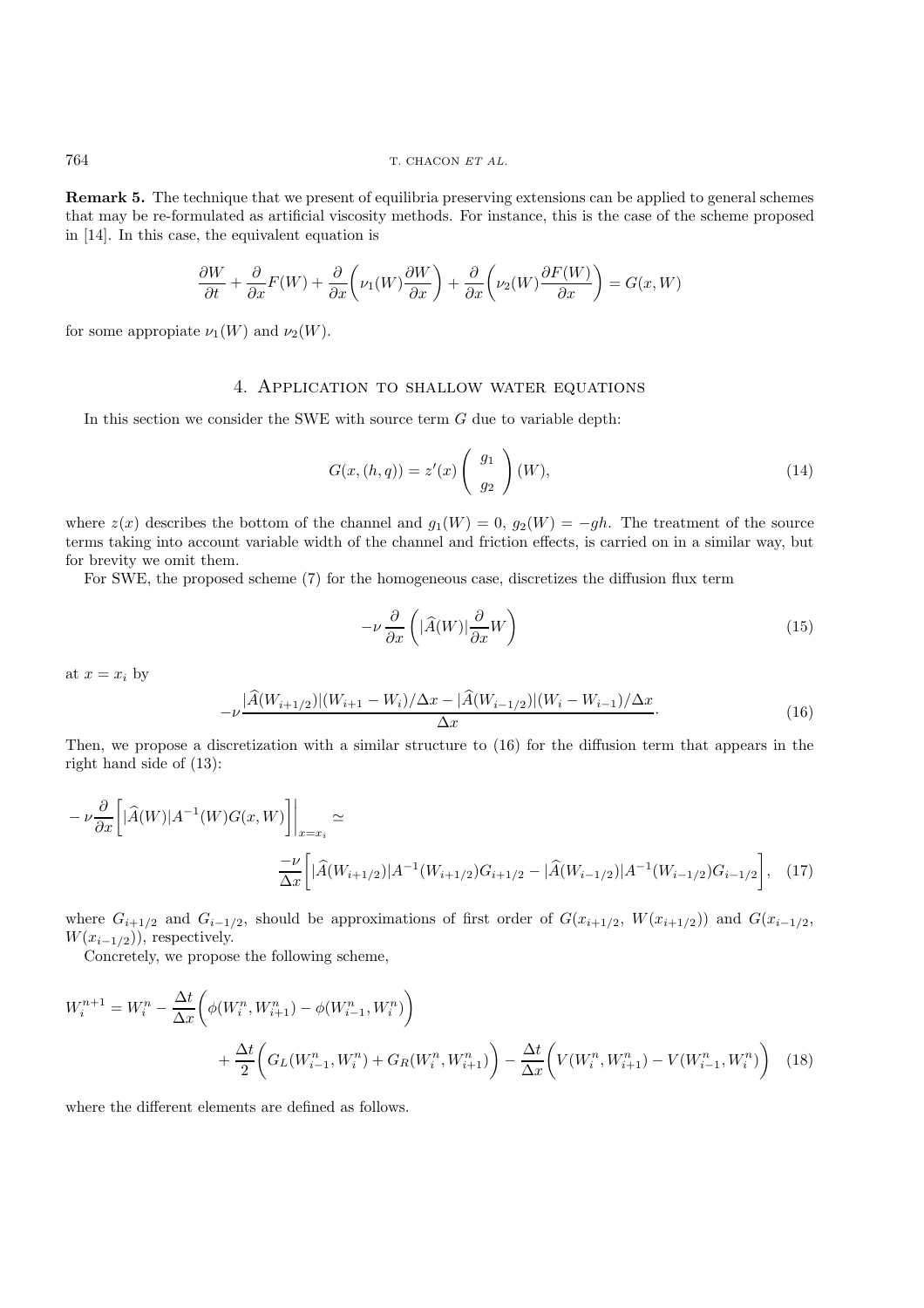**Remark 5.** The technique that we present of equilibria preserving extensions can be applied to general schemes that may be re-formulated as artificial viscosity methods. For instance, this is the case of the scheme proposed in [14]. In this case, the equivalent equation is

$$\frac{\partial W}{\partial t} + \frac{\partial}{\partial x}F(W) + \frac{\partial}{\partial x}\left(\nu_1(W)\frac{\partial W}{\partial x}\right) + \frac{\partial}{\partial x}\left(\nu_2(W)\frac{\partial F(W)}{\partial x}\right) = G(x, W)$$

for some appropiate $\nu_1(W)$ and $\nu_2(W)$.

## 4. Application to shallow water equations

In this section we consider the SWE with source term $G$ due to variable depth:

$$G(x,(h,q)) = z'(x)\begin{pmatrix} g_1 \\ g_2 \end{pmatrix}(W), \tag{14}$$

where $z(x)$ describes the bottom of the channel and $g_1(W) = 0$, $g_2(W) = -gh$. The treatment of the source terms taking into account variable width of the channel and friction effects, is carried on in a similar way, but for brevity we omit them.

For SWE, the proposed scheme (7) for the homogeneous case, discretizes the diffusion flux term

$$-\nu\frac{\partial}{\partial x}\left(|\widehat{A}(W)|\frac{\partial}{\partial x}W\right) \tag{15}$$

at $x = x_i$ by

$$-\nu\frac{|\widehat{A}(W_{i+1/2})|(W_{i+1} - W_i)/\Delta x - |\widehat{A}(W_{i-1/2})|(W_i - W_{i-1})/\Delta x}{\Delta x}. \tag{16}$$

Then, we propose a discretization with a similar structure to (16) for the diffusion term that appears in the right hand side of (13):

$$-\nu\frac{\partial}{\partial x}\left[|\widehat{A}(W)|A^{-1}(W)G(x,W)\right]\bigg|_{x=x_i} \simeq \frac{-\nu}{\Delta x}\left[|\widehat{A}(W_{i+1/2})|A^{-1}(W_{i+1/2})G_{i+1/2} - |\widehat{A}(W_{i-1/2})|A^{-1}(W_{i-1/2})G_{i-1/2}\right], \tag{17}$$

where $G_{i+1/2}$ and $G_{i-1/2}$, should be approximations of first order of $G(x_{i+1/2},\, W(x_{i+1/2}))$ and $G(x_{i-1/2},\, W(x_{i-1/2}))$, respectively.

Concretely, we propose the following scheme,

$$W_i^{n+1} = W_i^n - \frac{\Delta t}{\Delta x}\left(\phi(W_i^n, W_{i+1}^n) - \phi(W_{i-1}^n, W_i^n)\right) + \frac{\Delta t}{2}\left(G_L(W_{i-1}^n, W_i^n) + G_R(W_i^n, W_{i+1}^n)\right) - \frac{\Delta t}{\Delta x}\left(V(W_i^n, W_{i+1}^n) - V(W_{i-1}^n, W_i^n)\right) \tag{18}$$

where the different elements are defined as follows.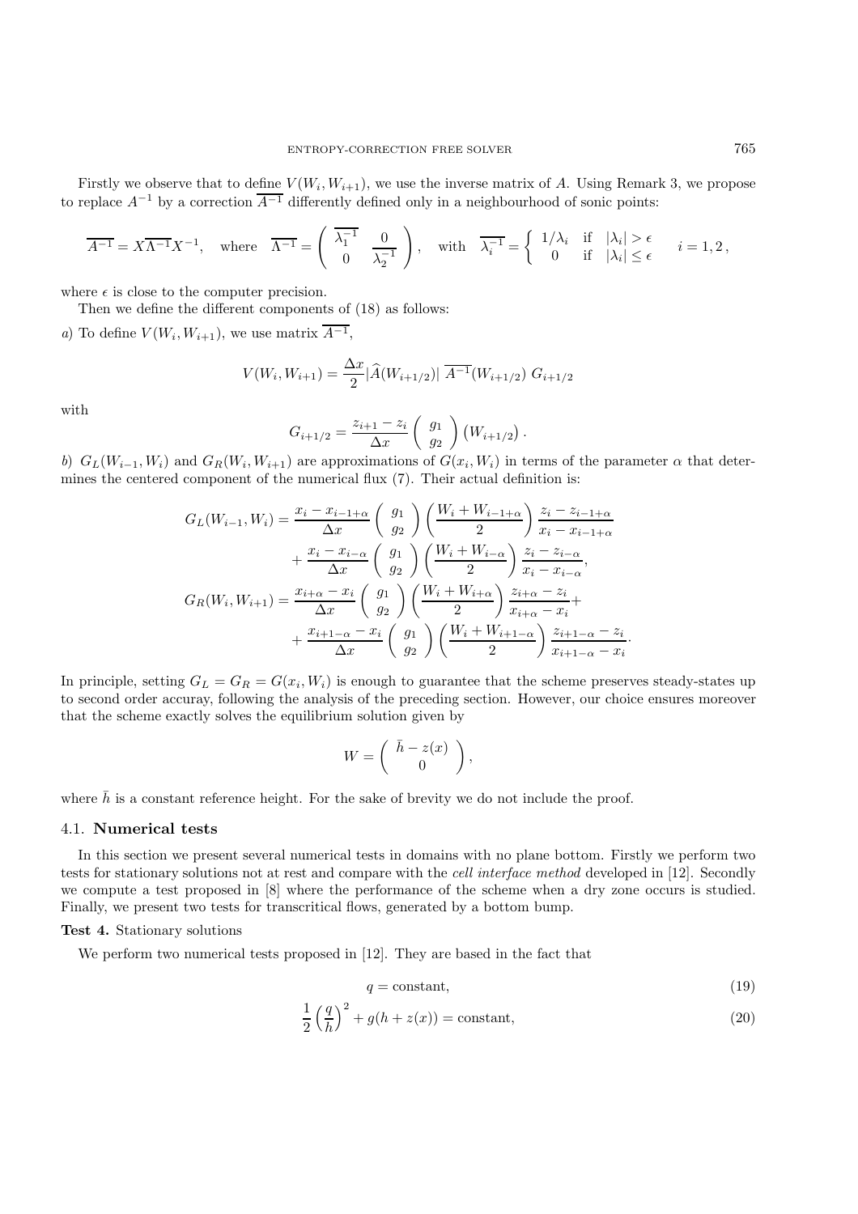Firstly we observe that to define $V(W_i, W_{i+1})$, we use the inverse matrix of $A$. Using Remark 3, we propose to replace $A^{-1}$ by a correction $\overline{A^{-1}}$ differently defined only in a neighbourhood of sonic points:

$$
\overline{A^{-1}} = X\overline{\Lambda^{-1}}X^{-1}, \quad \text{where} \quad \overline{\Lambda^{-1}} = \begin{pmatrix} \overline{\lambda_1^{-1}} & 0 \\ 0 & \overline{\lambda_2^{-1}} \end{pmatrix}, \quad \text{with} \quad \overline{\lambda_i^{-1}} = \begin{cases} 1/\lambda_i & \text{if} \quad |\lambda_i| > \epsilon \\ 0 & \text{if} \quad |\lambda_i| \leq \epsilon \end{cases} \quad i = 1, 2\,,
$$

where $\epsilon$ is close to the computer precision.

Then we define the different components of (18) as follows:

*a*) To define $V(W_i, W_{i+1})$, we use matrix $\overline{A^{-1}}$,

$$
V(W_i, W_{i+1}) = \frac{\Delta x}{2} |\widehat{A}(W_{i+1/2})| \; \overline{A^{-1}}(W_{i+1/2}) \; G_{i+1/2}
$$

with

$$
G_{i+1/2} = \frac{z_{i+1} - z_i}{\Delta x} \begin{pmatrix} g_1 \\ g_2 \end{pmatrix} (W_{i+1/2})\,.
$$

*b*) $G_L(W_{i-1}, W_i)$ and $G_R(W_i, W_{i+1})$ are approximations of $G(x_i, W_i)$ in terms of the parameter $\alpha$ that determines the centered component of the numerical flux (7). Their actual definition is:

$$
\begin{aligned}
G_L(W_{i-1}, W_i) = & \frac{x_i - x_{i-1+\alpha}}{\Delta x} \begin{pmatrix} g_1 \\ g_2 \end{pmatrix} \left( \frac{W_i + W_{i-1+\alpha}}{2} \right) \frac{z_i - z_{i-1+\alpha}}{x_i - x_{i-1+\alpha}} \\
& + \frac{x_i - x_{i-\alpha}}{\Delta x} \begin{pmatrix} g_1 \\ g_2 \end{pmatrix} \left( \frac{W_i + W_{i-\alpha}}{2} \right) \frac{z_i - z_{i-\alpha}}{x_i - x_{i-\alpha}}, \\
G_R(W_i, W_{i+1}) = & \frac{x_{i+\alpha} - x_i}{\Delta x} \begin{pmatrix} g_1 \\ g_2 \end{pmatrix} \left( \frac{W_i + W_{i+\alpha}}{2} \right) \frac{z_{i+\alpha} - z_i}{x_{i+\alpha} - x_i} + \\
& + \frac{x_{i+1-\alpha} - x_i}{\Delta x} \begin{pmatrix} g_1 \\ g_2 \end{pmatrix} \left( \frac{W_i + W_{i+1-\alpha}}{2} \right) \frac{z_{i+1-\alpha} - z_i}{x_{i+1-\alpha} - x_i}.
\end{aligned}
$$

In principle, setting $G_L = G_R = G(x_i, W_i)$ is enough to guarantee that the scheme preserves steady-states up to second order accuray, following the analysis of the preceding section. However, our choice ensures moreover that the scheme exactly solves the equilibrium solution given by

$$
W = \begin{pmatrix} \bar{h} - z(x) \\ 0 \end{pmatrix},
$$

where $\bar{h}$ is a constant reference height. For the sake of brevity we do not include the proof.

### 4.1. **Numerical tests**

In this section we present several numerical tests in domains with no plane bottom. Firstly we perform two tests for stationary solutions not at rest and compare with the *cell interface method* developed in [12]. Secondly we compute a test proposed in [8] where the performance of the scheme when a dry zone occurs is studied. Finally, we present two tests for transcritical flows, generated by a bottom bump.

**Test 4.** Stationary solutions

We perform two numerical tests proposed in [12]. They are based in the fact that

$$
q = \text{constant}, \tag{19}
$$

$$
\frac{1}{2} \left( \frac{q}{h} \right)^2 + g(h + z(x)) = \text{constant}, \tag{20}
$$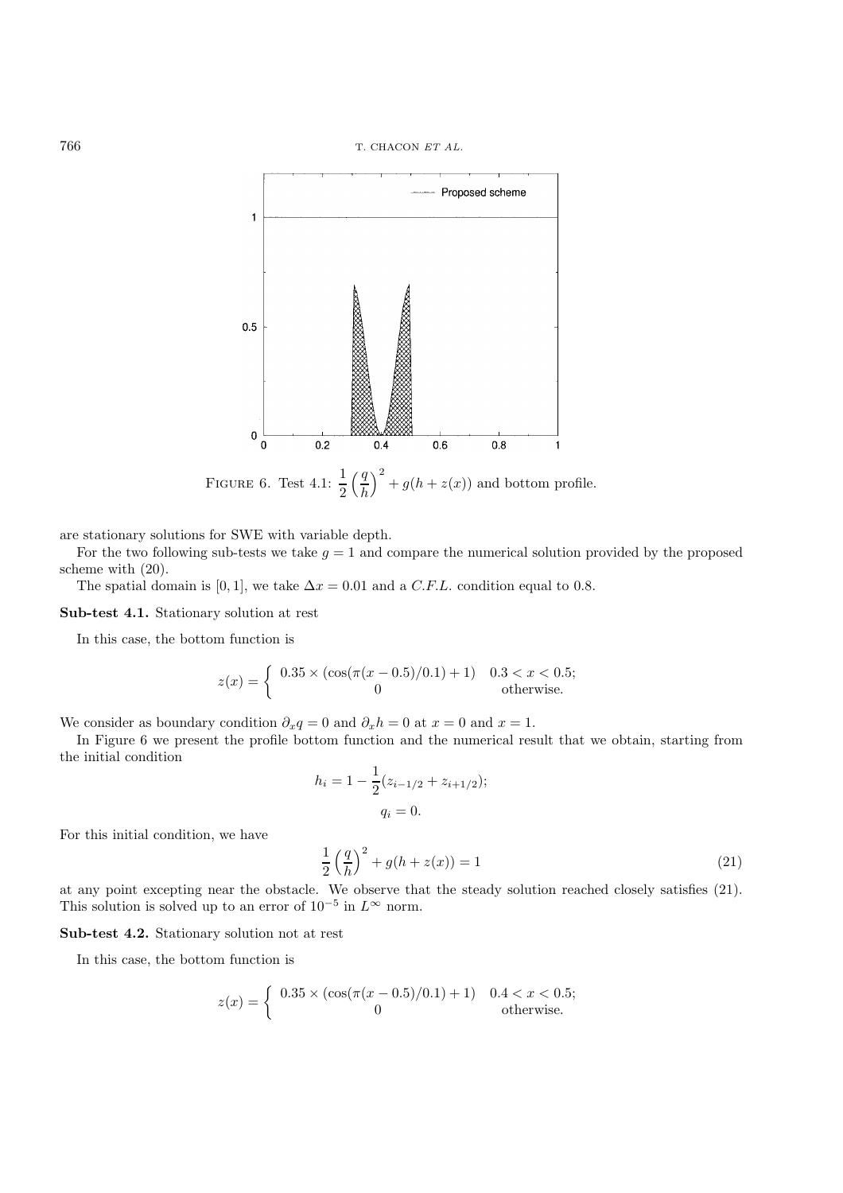FIGURE 6. Test 4.1: $\frac{1}{2}\left(\frac{q}{h}\right)^2 + g(h + z(x))$ and bottom profile.

are stationary solutions for SWE with variable depth.

For the two following sub-tests we take $g = 1$ and compare the numerical solution provided by the proposed scheme with (20).

The spatial domain is $[0, 1]$, we take $\Delta x = 0.01$ and a *C.F.L.* condition equal to 0.8.

**Sub-test 4.1.** Stationary solution at rest

In this case, the bottom function is

$$z(x) = \begin{cases} 0.35 \times (\cos(\pi(x - 0.5)/0.1) + 1) & 0.3 < x < 0.5; \\ 0 & \text{otherwise.} \end{cases}$$

We consider as boundary condition $\partial_x q = 0$ and $\partial_x h = 0$ at $x = 0$ and $x = 1$.

In Figure 6 we present the profile bottom function and the numerical result that we obtain, starting from the initial condition

$$h_i = 1 - \frac{1}{2}(z_{i-1/2} + z_{i+1/2});$$
$$q_i = 0.$$

For this initial condition, we have

$$\frac{1}{2}\left(\frac{q}{h}\right)^2 + g(h + z(x)) = 1 \tag{21}$$

at any point excepting near the obstacle. We observe that the steady solution reached closely satisfies (21). This solution is solved up to an error of $10^{-5}$ in $L^\infty$ norm.

**Sub-test 4.2.** Stationary solution not at rest

In this case, the bottom function is

$$z(x) = \begin{cases} 0.35 \times (\cos(\pi(x - 0.5)/0.1) + 1) & 0.4 < x < 0.5; \\ 0 & \text{otherwise.} \end{cases}$$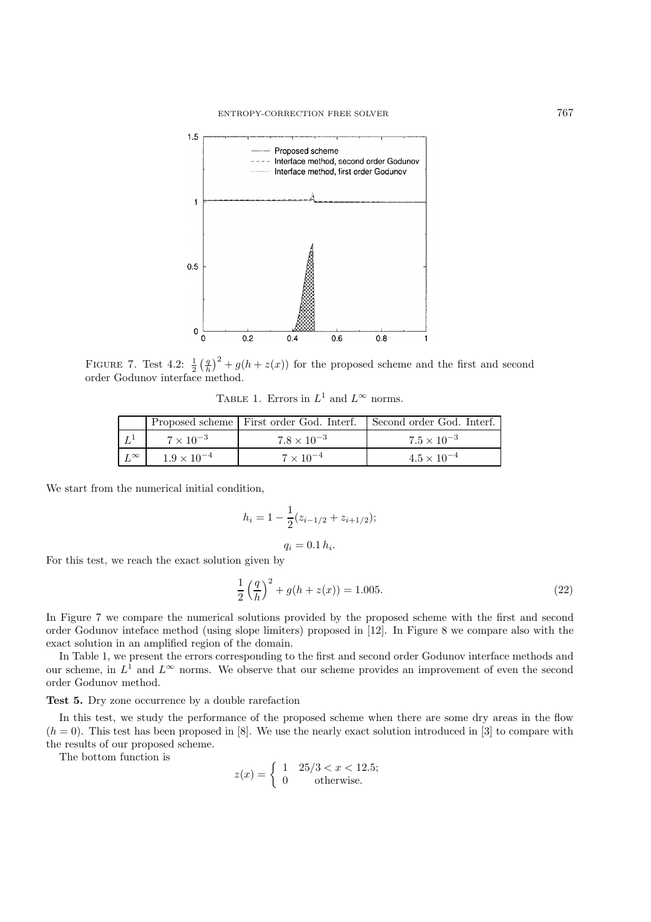FIGURE 7. Test 4.2: $\frac{1}{2}\left(\frac{q}{h}\right)^2 + g(h + z(x))$ for the proposed scheme and the first and second order Godunov interface method.

TABLE 1. Errors in $L^1$ and $L^\infty$ norms.

| | Proposed scheme | First order God. Interf. | Second order God. Interf. |
|---|---|---|---|
| $L^1$ | $7 \times 10^{-3}$ | $7.8 \times 10^{-3}$ | $7.5 \times 10^{-3}$ |
| $L^\infty$ | $1.9 \times 10^{-4}$ | $7 \times 10^{-4}$ | $4.5 \times 10^{-4}$ |

We start from the numerical initial condition,

$$h_i = 1 - \frac{1}{2}(z_{i-1/2} + z_{i+1/2});$$

$$q_i = 0.1\, h_i.$$

For this test, we reach the exact solution given by

$$\frac{1}{2}\left(\frac{q}{h}\right)^2 + g(h + z(x)) = 1.005. \tag{22}$$

In Figure 7 we compare the numerical solutions provided by the proposed scheme with the first and second order Godunov inteface method (using slope limiters) proposed in [12]. In Figure 8 we compare also with the exact solution in an amplified region of the domain.

In Table 1, we present the errors corresponding to the first and second order Godunov interface methods and our scheme, in $L^1$ and $L^\infty$ norms. We observe that our scheme provides an improvement of even the second order Godunov method.

**Test 5.** Dry zone occurrence by a double rarefaction

In this test, we study the performance of the proposed scheme when there are some dry areas in the flow ($h = 0$). This test has been proposed in [8]. We use the nearly exact solution introduced in [3] to compare with the results of our proposed scheme.

The bottom function is

$$z(x) = \begin{cases} 1 & 25/3 < x < 12.5; \\ 0 & \text{otherwise.} \end{cases}$$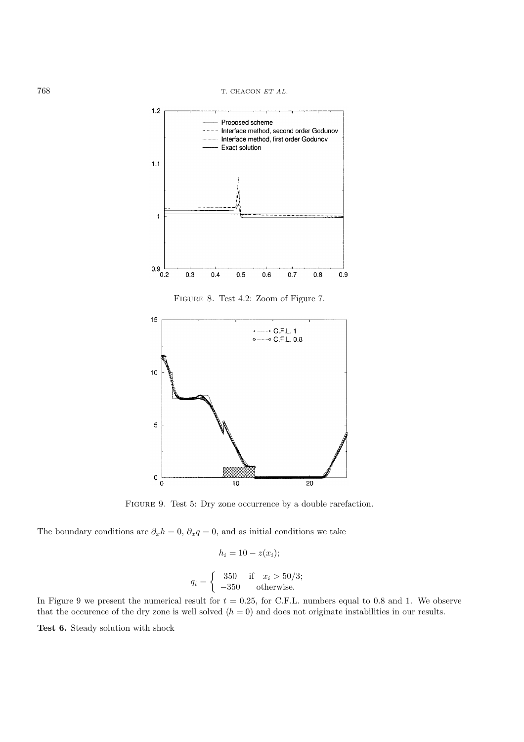FIGURE 8. Test 4.2: Zoom of Figure 7.

FIGURE 9. Test 5: Dry zone occurrence by a double rarefaction.

The boundary conditions are $\partial_x h = 0$, $\partial_x q = 0$, and as initial conditions we take

$$h_i = 10 - z(x_i);$$

$$q_i = \begin{cases} 350 & \text{if} \quad x_i > 50/3; \\ -350 & \text{otherwise.} \end{cases}$$

In Figure 9 we present the numerical result for $t = 0.25$, for C.F.L. numbers equal to 0.8 and 1. We observe that the occurence of the dry zone is well solved ($h = 0$) and does not originate instabilities in our results.

**Test 6.** Steady solution with shock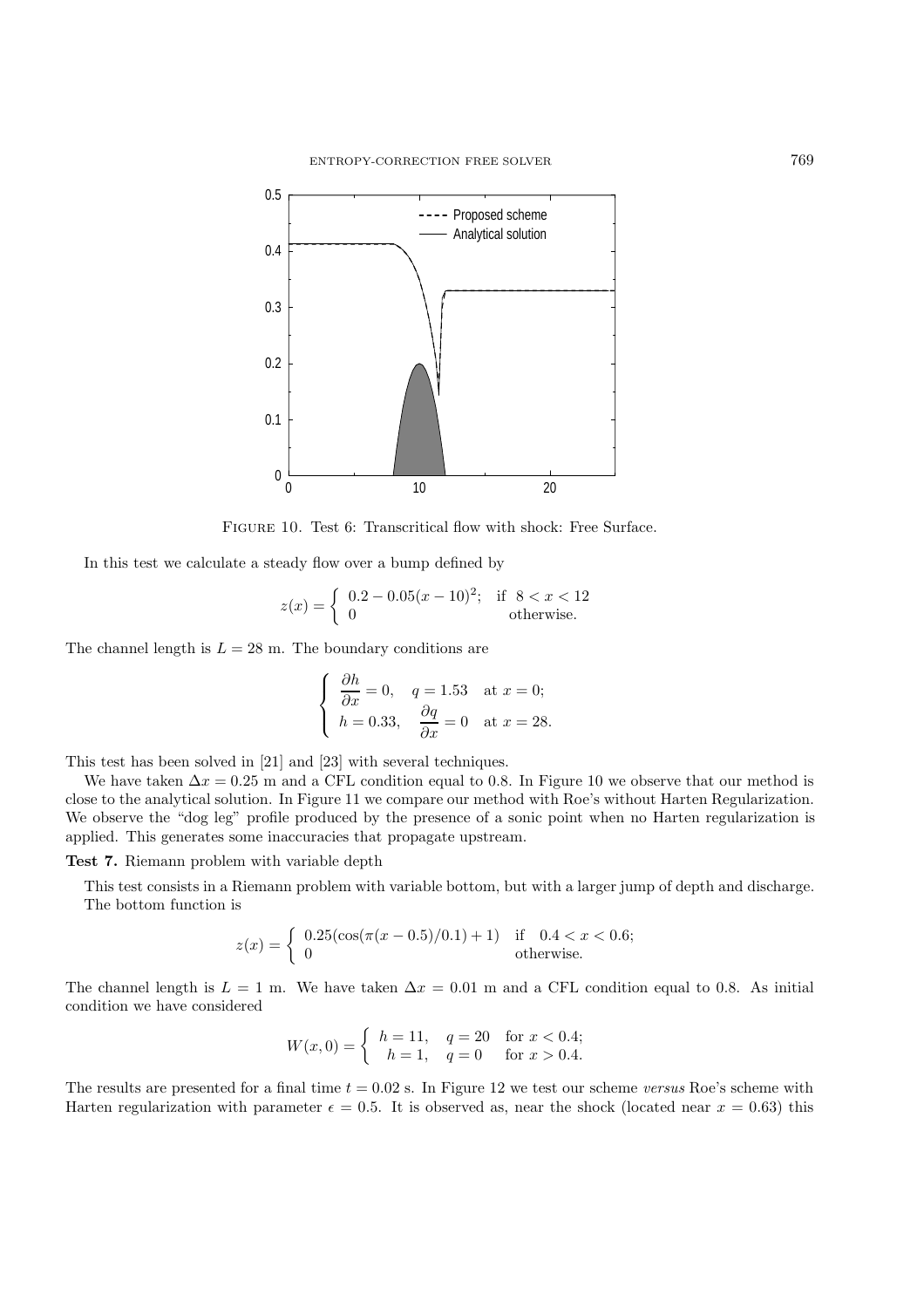Figure 10. Test 6: Transcritical flow with shock: Free Surface.

In this test we calculate a steady flow over a bump defined by

$$z(x) = \begin{cases} 0.2 - 0.05(x-10)^2; & \text{if } \; 8 < x < 12 \\ 0 & \text{otherwise.} \end{cases}$$

The channel length is $L = 28$ m. The boundary conditions are

$$\begin{cases} \dfrac{\partial h}{\partial x} = 0, \quad q = 1.53 \quad \text{at } x = 0; \\ h = 0.33, \quad \dfrac{\partial q}{\partial x} = 0 \quad \text{at } x = 28. \end{cases}$$

This test has been solved in [21] and [23] with several techniques.

We have taken $\Delta x = 0.25$ m and a CFL condition equal to 0.8. In Figure 10 we observe that our method is close to the analytical solution. In Figure 11 we compare our method with Roe's without Harten Regularization. We observe the "dog leg" profile produced by the presence of a sonic point when no Harten regularization is applied. This generates some inaccuracies that propagate upstream.

**Test 7.** Riemann problem with variable depth

This test consists in a Riemann problem with variable bottom, but with a larger jump of depth and discharge. The bottom function is

$$z(x) = \begin{cases} 0.25(\cos(\pi(x-0.5)/0.1)+1) & \text{if } \;\; 0.4 < x < 0.6; \\ 0 & \text{otherwise.} \end{cases}$$

The channel length is $L = 1$ m. We have taken $\Delta x = 0.01$ m and a CFL condition equal to 0.8. As initial condition we have considered

$$W(x,0) = \begin{cases} h = 11, \quad q = 20 \quad \text{for } x < 0.4; \\ \;\; h = 1, \quad q = 0 \quad\; \text{ for } x > 0.4. \end{cases}$$

The results are presented for a final time $t = 0.02$ s. In Figure 12 we test our scheme *versus* Roe's scheme with Harten regularization with parameter $\epsilon = 0.5$. It is observed as, near the shock (located near $x = 0.63$) this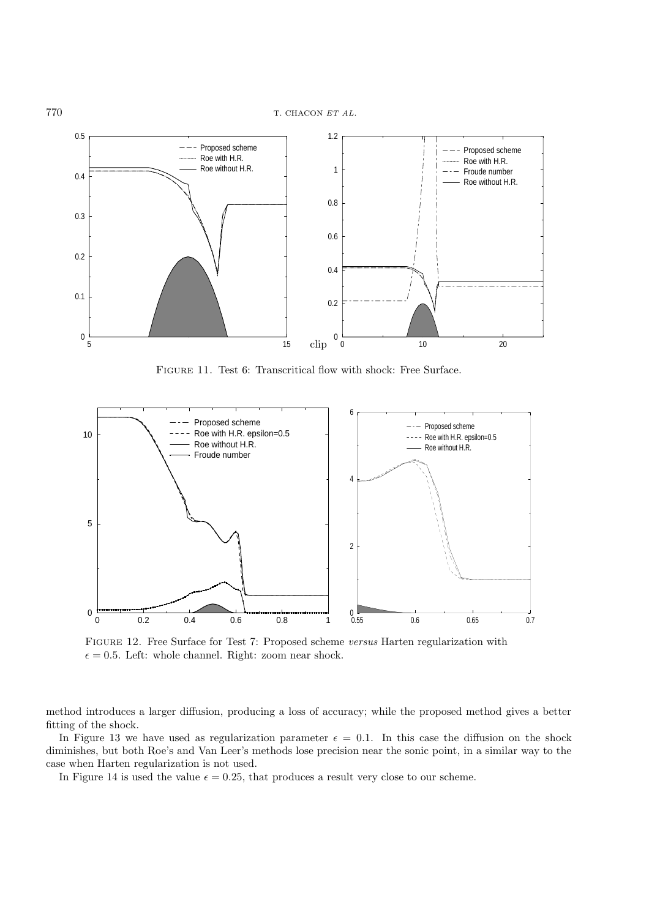FIGURE 11. Test 6: Transcritical flow with shock: Free Surface.

FIGURE 12. Free Surface for Test 7: Proposed scheme *versus* Harten regularization with $\epsilon = 0.5$. Left: whole channel. Right: zoom near shock.

method introduces a larger diffusion, producing a loss of accuracy; while the proposed method gives a better fitting of the shock.

In Figure 13 we have used as regularization parameter $\epsilon = 0.1$. In this case the diffusion on the shock diminishes, but both Roe's and Van Leer's methods lose precision near the sonic point, in a similar way to the case when Harten regularization is not used.

In Figure 14 is used the value $\epsilon = 0.25$, that produces a result very close to our scheme.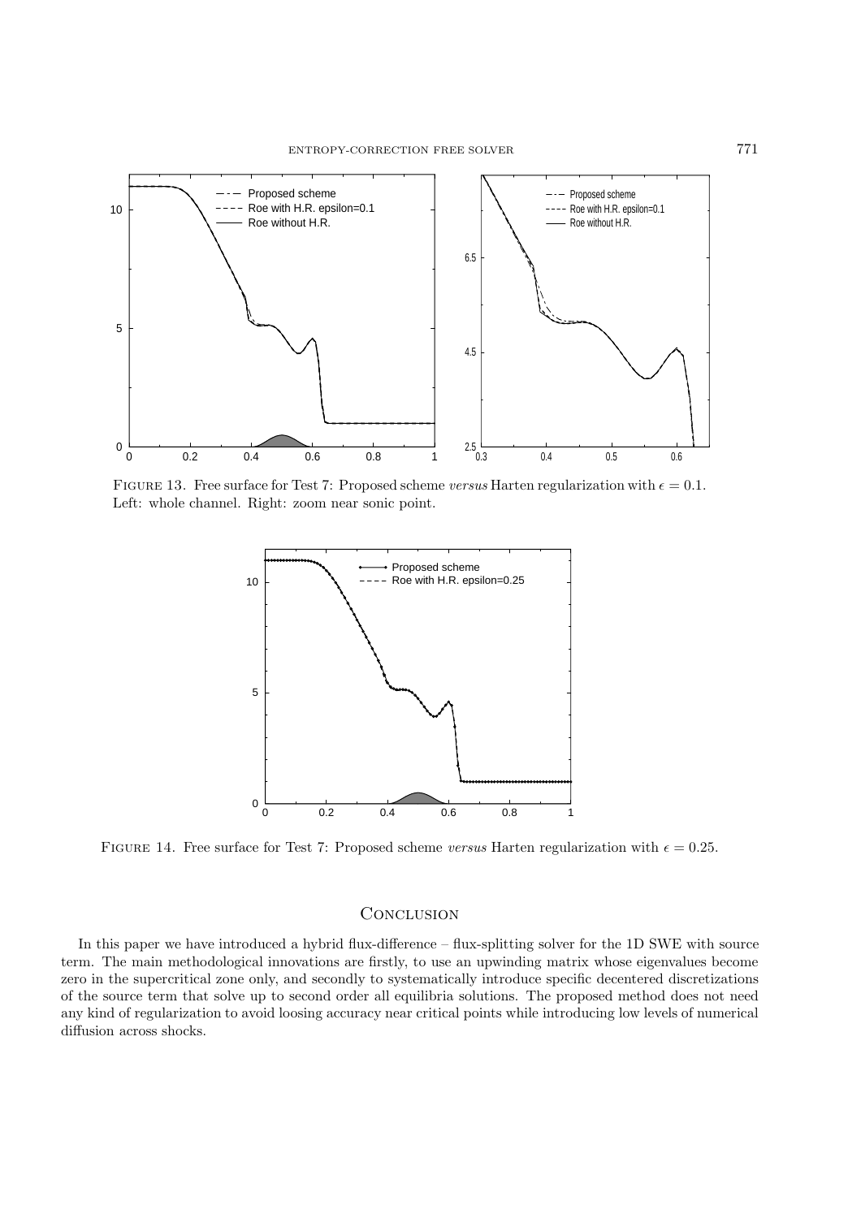Figure 13. Free surface for Test 7: Proposed scheme *versus* Harten regularization with $\epsilon = 0.1$. Left: whole channel. Right: zoom near sonic point.

Figure 14. Free surface for Test 7: Proposed scheme *versus* Harten regularization with $\epsilon = 0.25$.

## Conclusion

In this paper we have introduced a hybrid flux-difference – flux-splitting solver for the 1D SWE with source term. The main methodological innovations are firstly, to use an upwinding matrix whose eigenvalues become zero in the supercritical zone only, and secondly to systematically introduce specific decentered discretizations of the source term that solve up to second order all equilibria solutions. The proposed method does not need any kind of regularization to avoid loosing accuracy near critical points while introducing low levels of numerical diffusion across shocks.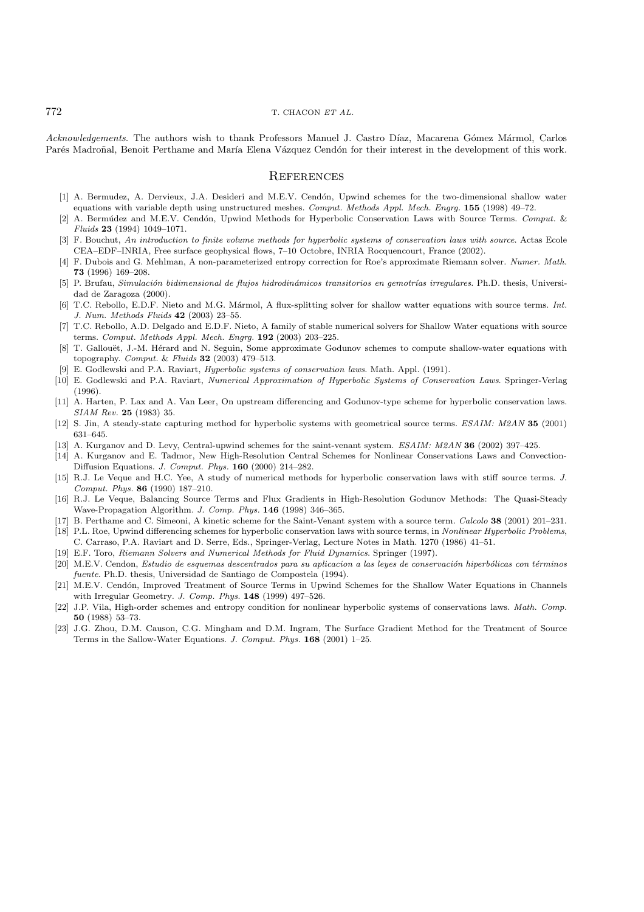*Acknowledgements*. The authors wish to thank Professors Manuel J. Castro Díaz, Macarena Gómez Mármol, Carlos Parés Madroñal, Benoit Perthame and María Elena Vázquez Cendón for their interest in the development of this work.

## References

[1] A. Bermudez, A. Dervieux, J.A. Desideri and M.E.V. Cendón, Upwind schemes for the two-dimensional shallow water equations with variable depth using unstructured meshes. *Comput. Methods Appl. Mech. Engrg.* **155** (1998) 49–72.

[2] A. Bermúdez and M.E.V. Cendón, Upwind Methods for Hyperbolic Conservation Laws with Source Terms. *Comput. & Fluids* **23** (1994) 1049–1071.

[3] F. Bouchut, *An introduction to finite volume methods for hyperbolic systems of conservation laws with source*. Actas Ecole CEA–EDF–INRIA, Free surface geophysical flows, 7–10 Octobre, INRIA Rocquencourt, France (2002).

[4] F. Dubois and G. Mehlman, A non-parameterized entropy correction for Roe's approximate Riemann solver. *Numer. Math.* **73** (1996) 169–208.

[5] P. Brufau, *Simulación bidimensional de flujos hidrodinámicos transitorios en gemotrías irregulares*. Ph.D. thesis, Universidad de Zaragoza (2000).

[6] T.C. Rebollo, E.D.F. Nieto and M.G. Mármol, A flux-splitting solver for shallow watter equations with source terms. *Int. J. Num. Methods Fluids* **42** (2003) 23–55.

[7] T.C. Rebollo, A.D. Delgado and E.D.F. Nieto, A family of stable numerical solvers for Shallow Water equations with source terms. *Comput. Methods Appl. Mech. Engrg.* **192** (2003) 203–225.

[8] T. Gallouët, J.-M. Hérard and N. Seguin, Some approximate Godunov schemes to compute shallow-water equations with topography. *Comput. & Fluids* **32** (2003) 479–513.

[9] E. Godlewski and P.A. Raviart, *Hyperbolic systems of conservation laws*. Math. Appl. (1991).

[10] E. Godlewski and P.A. Raviart, *Numerical Approximation of Hyperbolic Systems of Conservation Laws*. Springer-Verlag (1996).

[11] A. Harten, P. Lax and A. Van Leer, On upstream differencing and Godunov-type scheme for hyperbolic conservation laws. *SIAM Rev.* **25** (1983) 35.

[12] S. Jin, A steady-state capturing method for hyperbolic systems with geometrical source terms. *ESAIM: M2AN* **35** (2001) 631–645.

[13] A. Kurganov and D. Levy, Central-upwind schemes for the saint-venant system. *ESAIM: M2AN* **36** (2002) 397–425.

[14] A. Kurganov and E. Tadmor, New High-Resolution Central Schemes for Nonlinear Conservations Laws and Convection-Diffusion Equations. *J. Comput. Phys.* **160** (2000) 214–282.

[15] R.J. Le Veque and H.C. Yee, A study of numerical methods for hyperbolic conservation laws with stiff source terms. *J. Comput. Phys.* **86** (1990) 187–210.

[16] R.J. Le Veque, Balancing Source Terms and Flux Gradients in High-Resolution Godunov Methods: The Quasi-Steady Wave-Propagation Algorithm. *J. Comp. Phys.* **146** (1998) 346–365.

[17] B. Perthame and C. Simeoni, A kinetic scheme for the Saint-Venant system with a source term. *Calcolo* **38** (2001) 201–231.

[18] P.L. Roe, Upwind differencing schemes for hyperbolic conservation laws with source terms, in *Nonlinear Hyperbolic Problems*, C. Carraso, P.A. Raviart and D. Serre, Eds., Springer-Verlag, Lecture Notes in Math. 1270 (1986) 41–51.

[19] E.F. Toro, *Riemann Solvers and Numerical Methods for Fluid Dynamics*. Springer (1997).

[20] M.E.V. Cendon, *Estudio de esquemas descentrados para su aplicacion a las leyes de conservación hiperbólicas con términos fuente*. Ph.D. thesis, Universidad de Santiago de Compostela (1994).

[21] M.E.V. Cendón, Improved Treatment of Source Terms in Upwind Schemes for the Shallow Water Equations in Channels with Irregular Geometry. *J. Comp. Phys.* **148** (1999) 497–526.

[22] J.P. Vila, High-order schemes and entropy condition for nonlinear hyperbolic systems of conservations laws. *Math. Comp.* **50** (1988) 53–73.

[23] J.G. Zhou, D.M. Causon, C.G. Mingham and D.M. Ingram, The Surface Gradient Method for the Treatment of Source Terms in the Sallow-Water Equations. *J. Comput. Phys.* **168** (2001) 1–25.